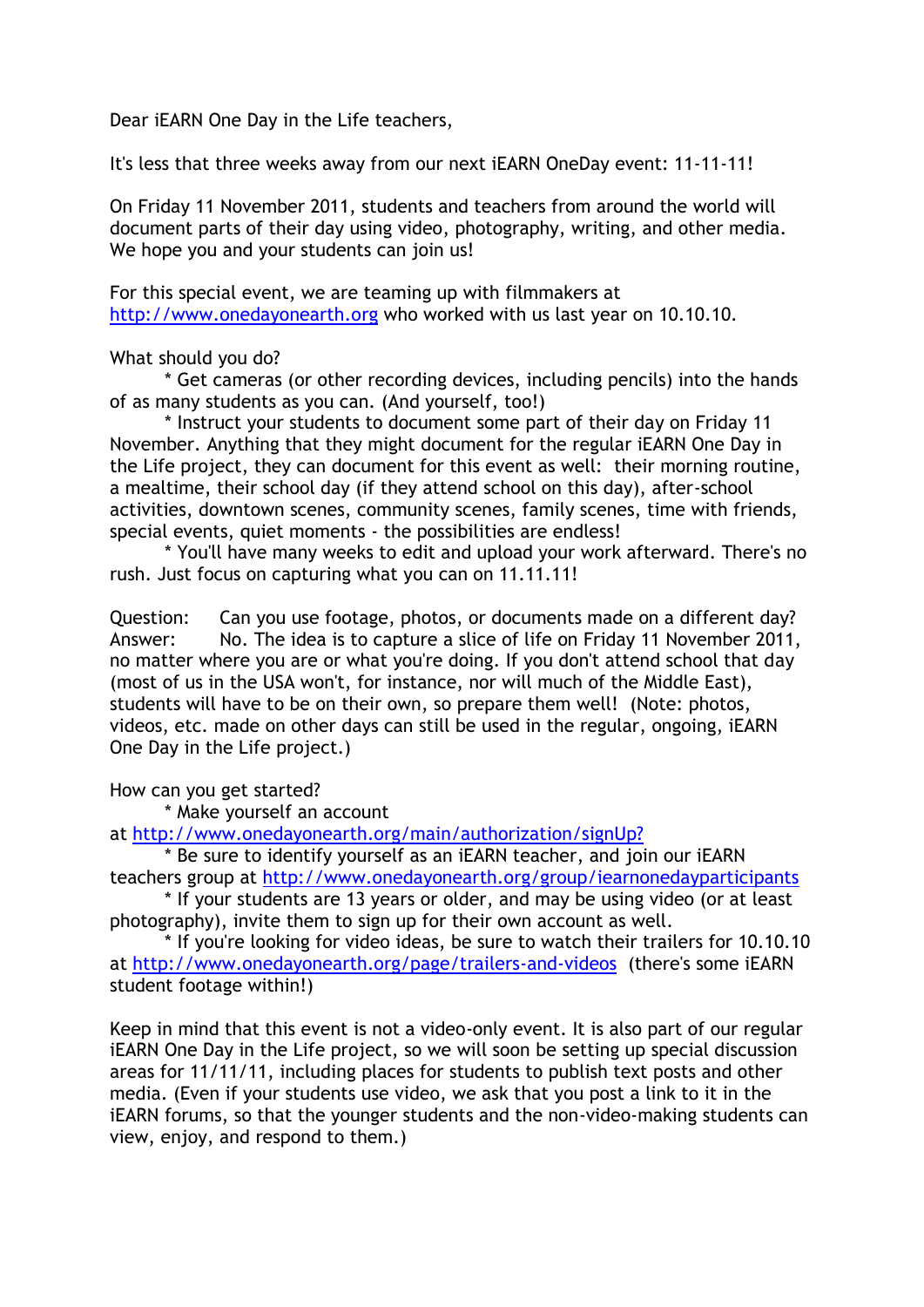Dear iEARN One Day in the Life teachers,

It's less that three weeks away from our next iEARN OneDay event: 11-11-11!

On Friday 11 November 2011, students and teachers from around the world will document parts of their day using video, photography, writing, and other media. We hope you and your students can join us!

For this special event, we are teaming up with filmmakers at http://www.onedayonearth.org who worked with us last year on 10.10.10.

What should you do?

* Get cameras (or other recording devices, including pencils) into the hands of as many students as you can. (And yourself, too!)
* Instruct your students to document some part of their day on Friday 11 November. Anything that they might document for the regular iEARN One Day in the Life project, they can document for this event as well: their morning routine, a mealtime, their school day (if they attend school on this day), after-school activities, downtown scenes, community scenes, family scenes, time with friends, special events, quiet moments - the possibilities are endless!
* You'll have many weeks to edit and upload your work afterward. There's no rush. Just focus on capturing what you can on 11.11.11!

Question: Can you use footage, photos, or documents made on a different day?
Answer: No. The idea is to capture a slice of life on Friday 11 November 2011, no matter where you are or what you're doing. If you don't attend school that day (most of us in the USA won't, for instance, nor will much of the Middle East), students will have to be on their own, so prepare them well! (Note: photos, videos, etc. made on other days can still be used in the regular, ongoing, iEARN One Day in the Life project.)

How can you get started?

* Make yourself an account at http://www.onedayonearth.org/main/authorization/signUp?
* Be sure to identify yourself as an iEARN teacher, and join our iEARN teachers group at http://www.onedayonearth.org/group/iearnonedayparticipants
* If your students are 13 years or older, and may be using video (or at least photography), invite them to sign up for their own account as well.
* If you're looking for video ideas, be sure to watch their trailers for 10.10.10 at http://www.onedayonearth.org/page/trailers-and-videos (there's some iEARN student footage within!)

Keep in mind that this event is not a video-only event. It is also part of our regular iEARN One Day in the Life project, so we will soon be setting up special discussion areas for 11/11/11, including places for students to publish text posts and other media. (Even if your students use video, we ask that you post a link to it in the iEARN forums, so that the younger students and the non-video-making students can view, enjoy, and respond to them.)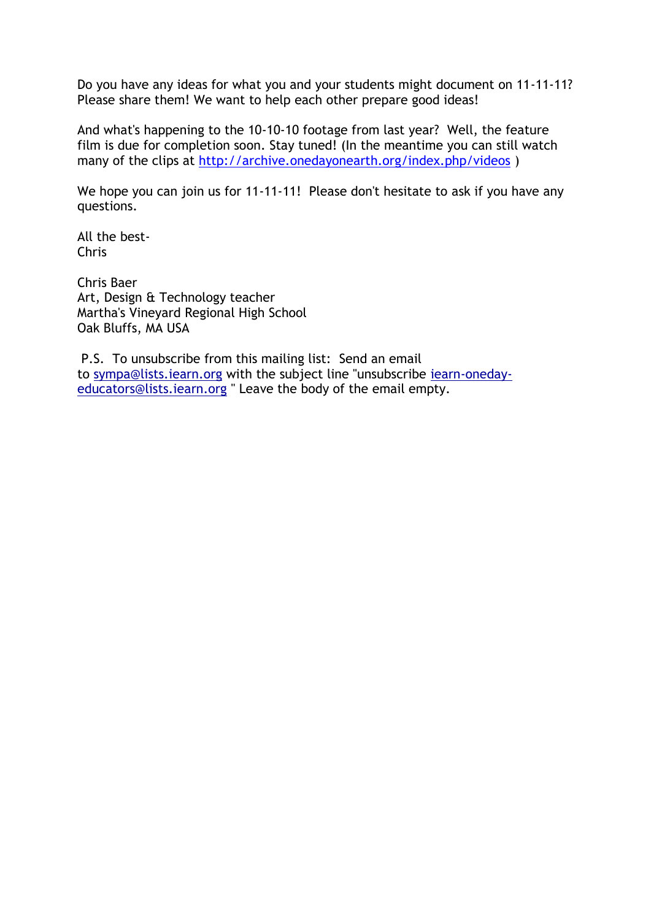Do you have any ideas for what you and your students might document on 11-11-11? Please share them! We want to help each other prepare good ideas!

And what's happening to the 10-10-10 footage from last year? Well, the feature film is due for completion soon. Stay tuned! (In the meantime you can still watch many of the clips at http://archive.onedayonearth.org/index.php/videos )

We hope you can join us for 11-11-11! Please don't hesitate to ask if you have any questions.

All the best-
Chris

Chris Baer
Art, Design & Technology teacher
Martha's Vineyard Regional High School
Oak Bluffs, MA USA

P.S. To unsubscribe from this mailing list: Send an email to sympa@lists.iearn.org with the subject line "unsubscribe iearn-oneday-educators@lists.iearn.org " Leave the body of the email empty.